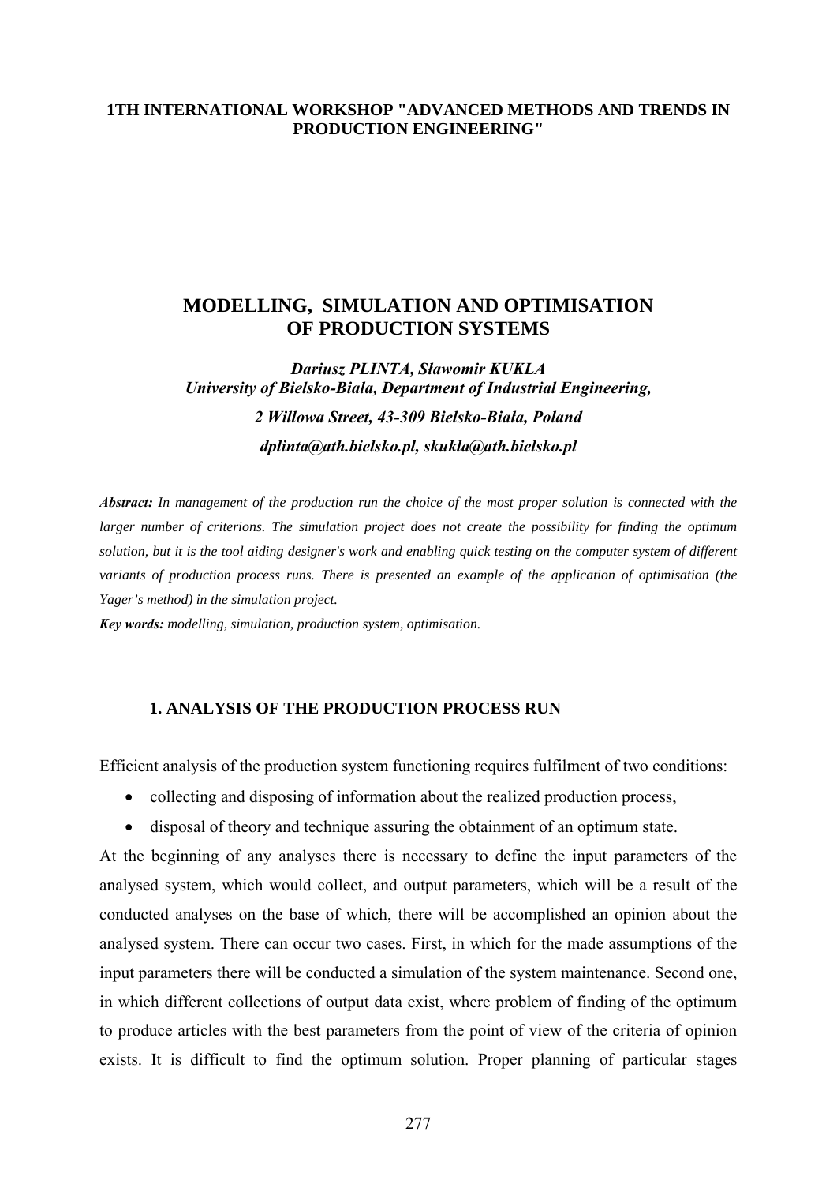**1TH INTERNATIONAL WORKSHOP "ADVANCED METHODS AND TRENDS IN PRODUCTION ENGINEERING"**

# MODELLING, SIMULATION AND OPTIMISATION OF PRODUCTION SYSTEMS

***Dariusz PLINTA, Sławomir KUKLA***
***University of Bielsko-Biala, Department of Industrial Engineering,***
***2 Willowa Street, 43-309 Bielsko-Biała, Poland***
***dplinta@ath.bielsko.pl, skukla@ath.bielsko.pl***

***Abstract:*** *In management of the production run the choice of the most proper solution is connected with the larger number of criterions. The simulation project does not create the possibility for finding the optimum solution, but it is the tool aiding designer's work and enabling quick testing on the computer system of different variants of production process runs. There is presented an example of the application of optimisation (the Yager's method) in the simulation project.*

***Key words:*** *modelling, simulation, production system, optimisation.*

## 1. ANALYSIS OF THE PRODUCTION PROCESS RUN

Efficient analysis of the production system functioning requires fulfilment of two conditions:

- collecting and disposing of information about the realized production process,
- disposal of theory and technique assuring the obtainment of an optimum state.

At the beginning of any analyses there is necessary to define the input parameters of the analysed system, which would collect, and output parameters, which will be a result of the conducted analyses on the base of which, there will be accomplished an opinion about the analysed system. There can occur two cases. First, in which for the made assumptions of the input parameters there will be conducted a simulation of the system maintenance. Second one, in which different collections of output data exist, where problem of finding of the optimum to produce articles with the best parameters from the point of view of the criteria of opinion exists. It is difficult to find the optimum solution. Proper planning of particular stages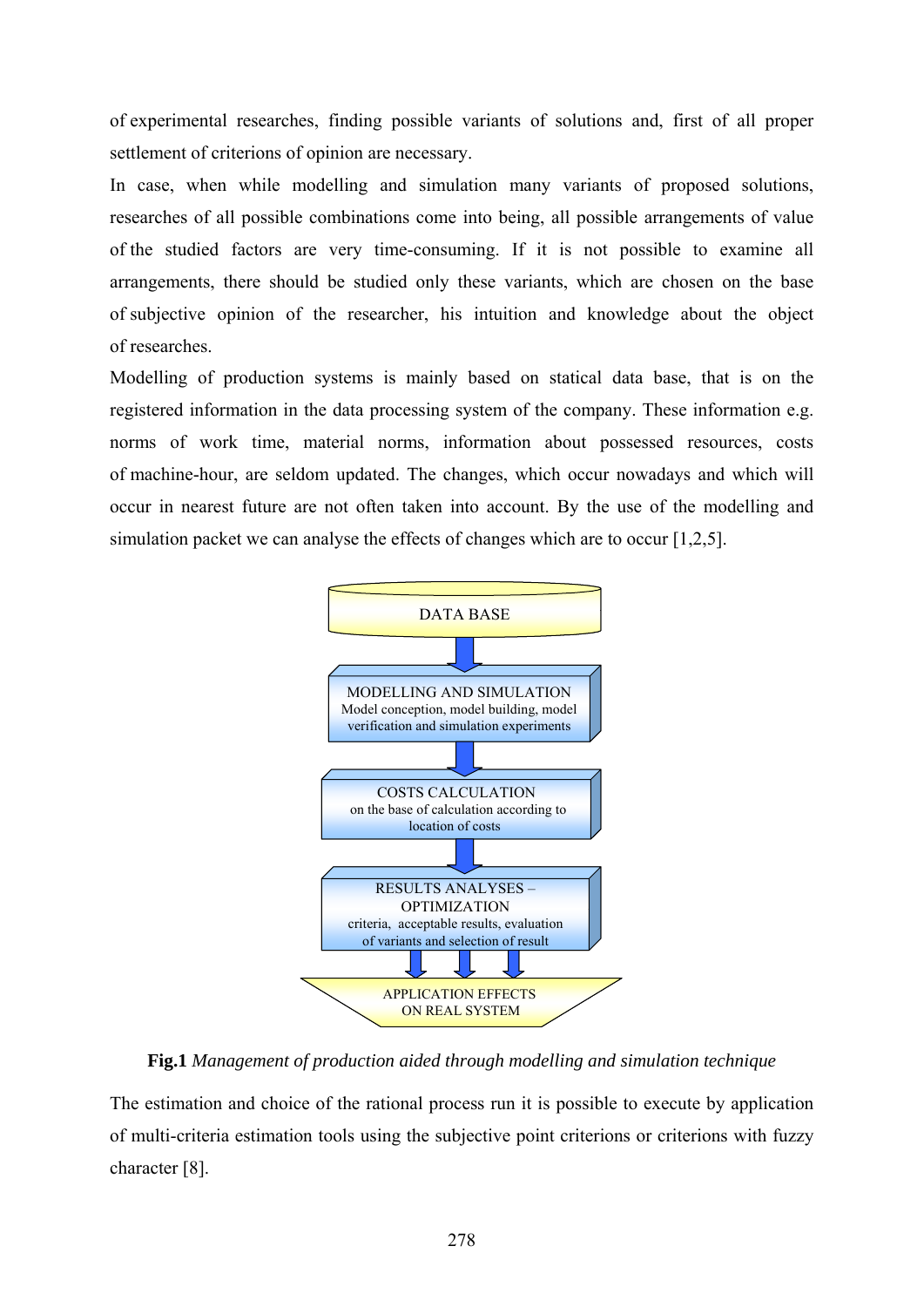of experimental researches, finding possible variants of solutions and, first of all proper settlement of criterions of opinion are necessary.

In case, when while modelling and simulation many variants of proposed solutions, researches of all possible combinations come into being, all possible arrangements of value of the studied factors are very time-consuming. If it is not possible to examine all arrangements, there should be studied only these variants, which are chosen on the base of subjective opinion of the researcher, his intuition and knowledge about the object of researches.

Modelling of production systems is mainly based on statical data base, that is on the registered information in the data processing system of the company. These information e.g. norms of work time, material norms, information about possessed resources, costs of machine-hour, are seldom updated. The changes, which occur nowadays and which will occur in nearest future are not often taken into account. By the use of the modelling and simulation packet we can analyse the effects of changes which are to occur [1,2,5].

DATA BASE

MODELLING AND SIMULATION
Model conception, model building, model verification and simulation experiments

COSTS CALCULATION
on the base of calculation according to location of costs

RESULTS ANALYSES – OPTIMIZATION
criteria, acceptable results, evaluation of variants and selection of result

APPLICATION EFFECTS ON REAL SYSTEM

**Fig.1** *Management of production aided through modelling and simulation technique*

The estimation and choice of the rational process run it is possible to execute by application of multi-criteria estimation tools using the subjective point criterions or criterions with fuzzy character [8].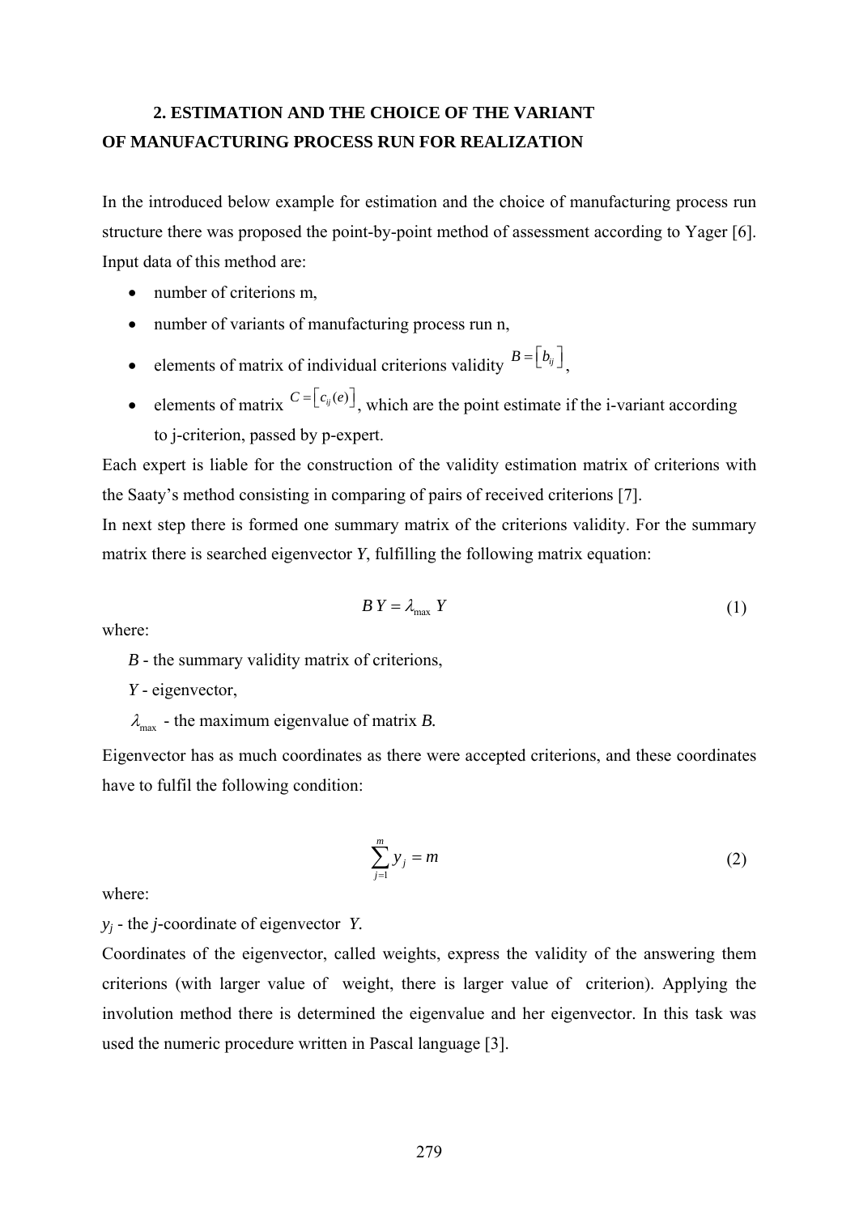## 2. ESTIMATION AND THE CHOICE OF THE VARIANT OF MANUFACTURING PROCESS RUN FOR REALIZATION

In the introduced below example for estimation and the choice of manufacturing process run structure there was proposed the point-by-point method of assessment according to Yager [6]. Input data of this method are:

- number of criterions m,
- number of variants of manufacturing process run n,
- elements of matrix of individual criterions validity $B = \left[ b_{ij} \right]$,
- elements of matrix $C = \left[ c_{ij}(e) \right]$, which are the point estimate if the i-variant according to j-criterion, passed by p-expert.

Each expert is liable for the construction of the validity estimation matrix of criterions with the Saaty's method consisting in comparing of pairs of received criterions [7].

In next step there is formed one summary matrix of the criterions validity. For the summary matrix there is searched eigenvector *Y*, fulfilling the following matrix equation:

$$B\,Y = \lambda_{\max}\,Y \tag{1}$$

where:

*B* - the summary validity matrix of criterions,

*Y* - eigenvector,

$\lambda_{\max}$ - the maximum eigenvalue of matrix *B.*

Eigenvector has as much coordinates as there were accepted criterions, and these coordinates have to fulfil the following condition:

$$\sum_{j=1}^{m} y_j = m \tag{2}$$

where:

$y_j$ - the *j*-coordinate of eigenvector *Y*.

Coordinates of the eigenvector, called weights, express the validity of the answering them criterions (with larger value of weight, there is larger value of criterion). Applying the involution method there is determined the eigenvalue and her eigenvector. In this task was used the numeric procedure written in Pascal language [3].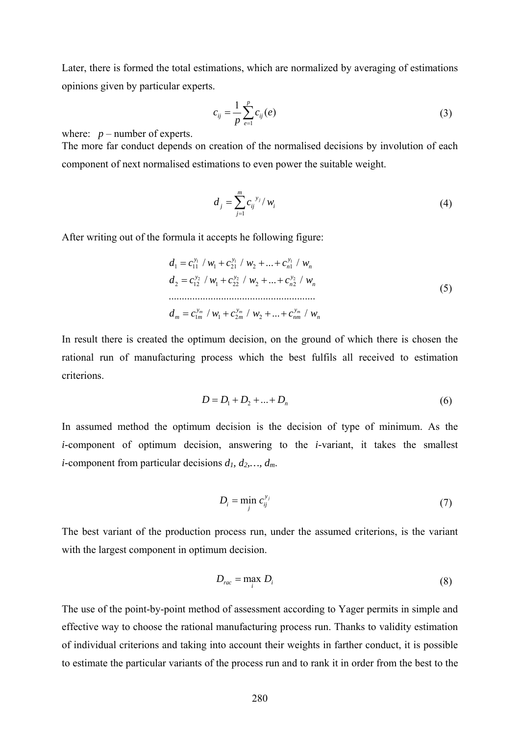Later, there is formed the total estimations, which are normalized by averaging of estimations opinions given by particular experts.

$$c_{ij} = \frac{1}{p}\sum_{e=1}^{p} c_{ij}(e) \tag{3}$$

where: $p$ – number of experts.
The more far conduct depends on creation of the normalised decisions by involution of each component of next normalised estimations to even power the suitable weight.

$$d_j = \sum_{j=1}^{m} c_{ij}^{\;y_j} / w_i \tag{4}$$

After writing out of the formula it accepts he following figure:

$$\begin{aligned}
d_1 &= c_{11}^{y_1} / w_1 + c_{21}^{y_1} / w_2 + ... + c_{n1}^{y_1} / w_n \\
d_2 &= c_{12}^{y_2} / w_1 + c_{22}^{y_2} / w_2 + ... + c_{n2}^{y_2} / w_n \\
&\ldots\ldots\ldots\ldots\ldots\ldots\ldots\ldots\ldots\ldots\ldots\ldots\ldots\ldots \\
d_m &= c_{1m}^{y_m} / w_1 + c_{2m}^{y_m} / w_2 + ... + c_{nm}^{y_m} / w_n
\end{aligned} \tag{5}$$

In result there is created the optimum decision, on the ground of which there is chosen the rational run of manufacturing process which the best fulfils all received to estimation criterions.

$$D = D_1 + D_2 + ... + D_n \tag{6}$$

In assumed method the optimum decision is the decision of type of minimum. As the ***i***-component of optimum decision, answering to the ***i***-variant, it takes the smallest ***i***-component from particular decisions $d_1, d_2, \ldots, d_m$.

$$D_i = \min_j c_{ij}^{y_j} \tag{7}$$

The best variant of the production process run, under the assumed criterions, is the variant with the largest component in optimum decision.

$$D_{rac} = \max_i D_i \tag{8}$$

The use of the point-by-point method of assessment according to Yager permits in simple and effective way to choose the rational manufacturing process run. Thanks to validity estimation of individual criterions and taking into account their weights in farther conduct, it is possible to estimate the particular variants of the process run and to rank it in order from the best to the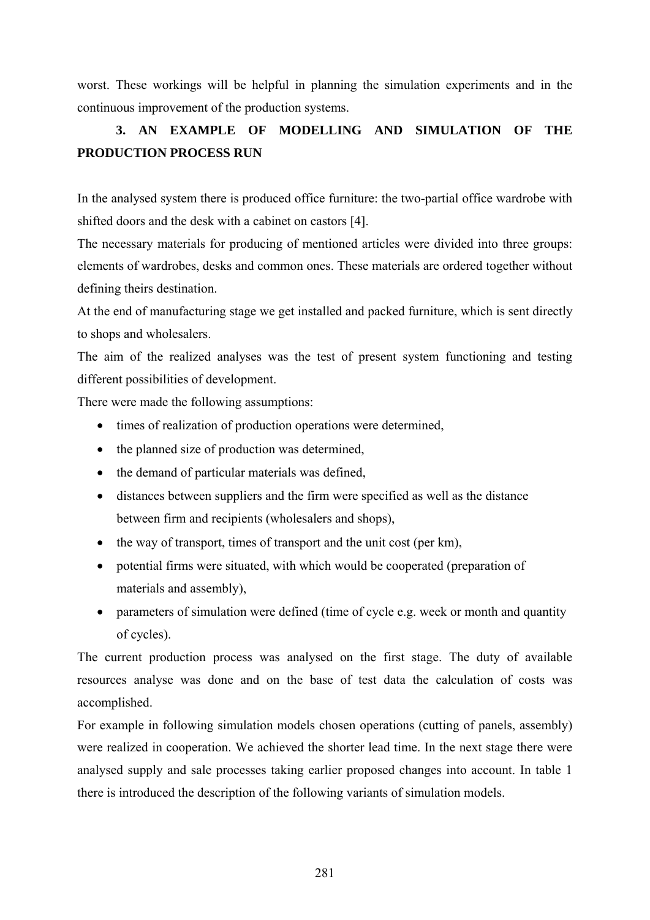worst. These workings will be helpful in planning the simulation experiments and in the continuous improvement of the production systems.

## 3. AN EXAMPLE OF MODELLING AND SIMULATION OF THE PRODUCTION PROCESS RUN

In the analysed system there is produced office furniture: the two-partial office wardrobe with shifted doors and the desk with a cabinet on castors [4].

The necessary materials for producing of mentioned articles were divided into three groups: elements of wardrobes, desks and common ones. These materials are ordered together without defining theirs destination.

At the end of manufacturing stage we get installed and packed furniture, which is sent directly to shops and wholesalers.

The aim of the realized analyses was the test of present system functioning and testing different possibilities of development.

There were made the following assumptions:

- times of realization of production operations were determined,
- the planned size of production was determined,
- the demand of particular materials was defined,
- distances between suppliers and the firm were specified as well as the distance between firm and recipients (wholesalers and shops),
- the way of transport, times of transport and the unit cost (per km),
- potential firms were situated, with which would be cooperated (preparation of materials and assembly),
- parameters of simulation were defined (time of cycle e.g. week or month and quantity of cycles).

The current production process was analysed on the first stage. The duty of available resources analyse was done and on the base of test data the calculation of costs was accomplished.

For example in following simulation models chosen operations (cutting of panels, assembly) were realized in cooperation. We achieved the shorter lead time. In the next stage there were analysed supply and sale processes taking earlier proposed changes into account. In table 1 there is introduced the description of the following variants of simulation models.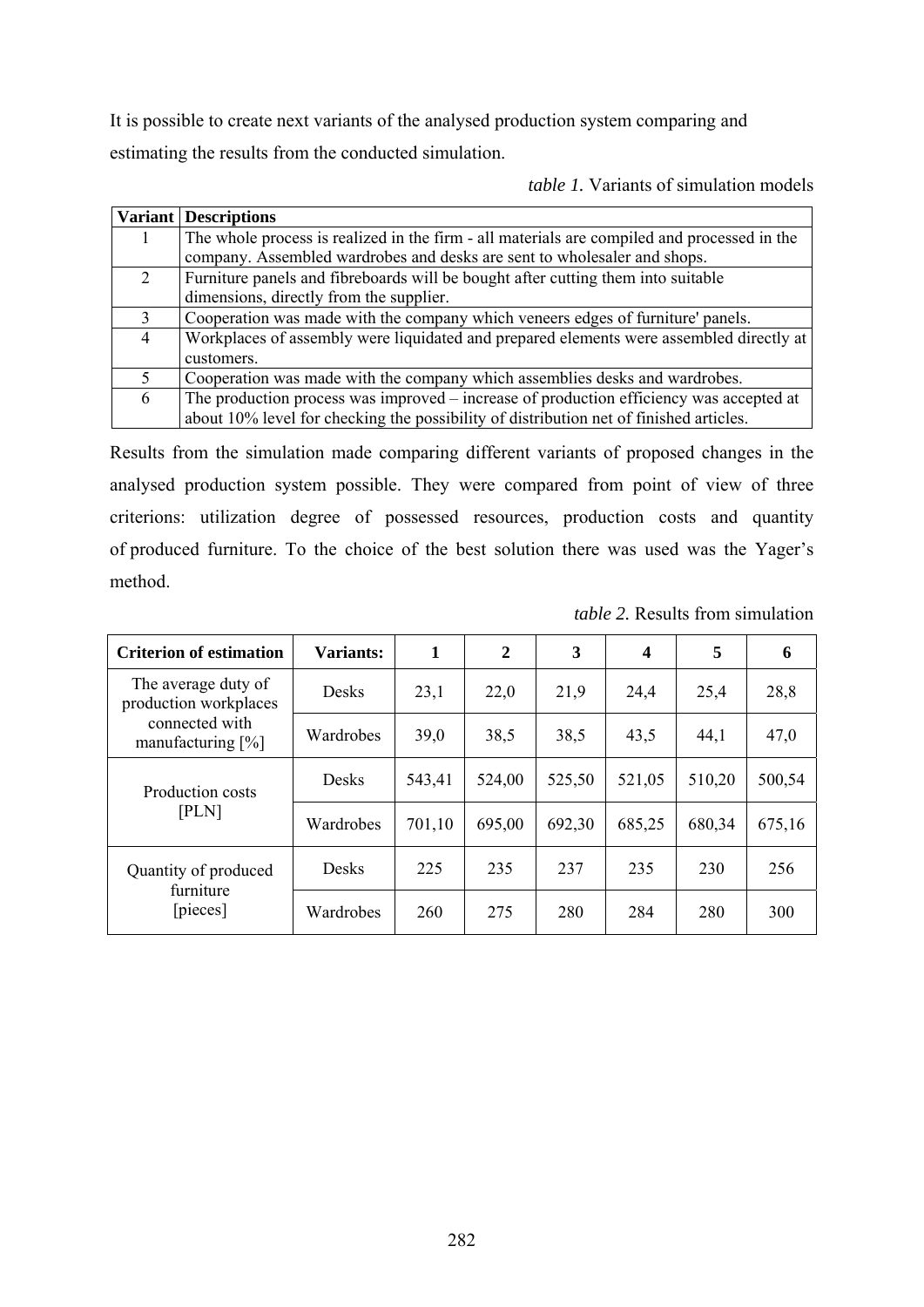It is possible to create next variants of the analysed production system comparing and estimating the results from the conducted simulation.

*table 1.* Variants of simulation models

| Variant | Descriptions |
|---|---|
| 1 | The whole process is realized in the firm - all materials are compiled and processed in the company. Assembled wardrobes and desks are sent to wholesaler and shops. |
| 2 | Furniture panels and fibreboards will be bought after cutting them into suitable dimensions, directly from the supplier. |
| 3 | Cooperation was made with the company which veneers edges of furniture' panels. |
| 4 | Workplaces of assembly were liquidated and prepared elements were assembled directly at customers. |
| 5 | Cooperation was made with the company which assemblies desks and wardrobes. |
| 6 | The production process was improved – increase of production efficiency was accepted at about 10% level for checking the possibility of distribution net of finished articles. |

Results from the simulation made comparing different variants of proposed changes in the analysed production system possible. They were compared from point of view of three criterions: utilization degree of possessed resources, production costs and quantity of produced furniture. To the choice of the best solution there was used was the Yager's method.

*table 2.* Results from simulation

| Criterion of estimation | Variants: | 1 | 2 | 3 | 4 | 5 | 6 |
|---|---|---|---|---|---|---|---|
| The average duty of production workplaces connected with manufacturing [%] | Desks | 23,1 | 22,0 | 21,9 | 24,4 | 25,4 | 28,8 |
| | Wardrobes | 39,0 | 38,5 | 38,5 | 43,5 | 44,1 | 47,0 |
| Production costs [PLN] | Desks | 543,41 | 524,00 | 525,50 | 521,05 | 510,20 | 500,54 |
| | Wardrobes | 701,10 | 695,00 | 692,30 | 685,25 | 680,34 | 675,16 |
| Quantity of produced furniture [pieces] | Desks | 225 | 235 | 237 | 235 | 230 | 256 |
| | Wardrobes | 260 | 275 | 280 | 284 | 280 | 300 |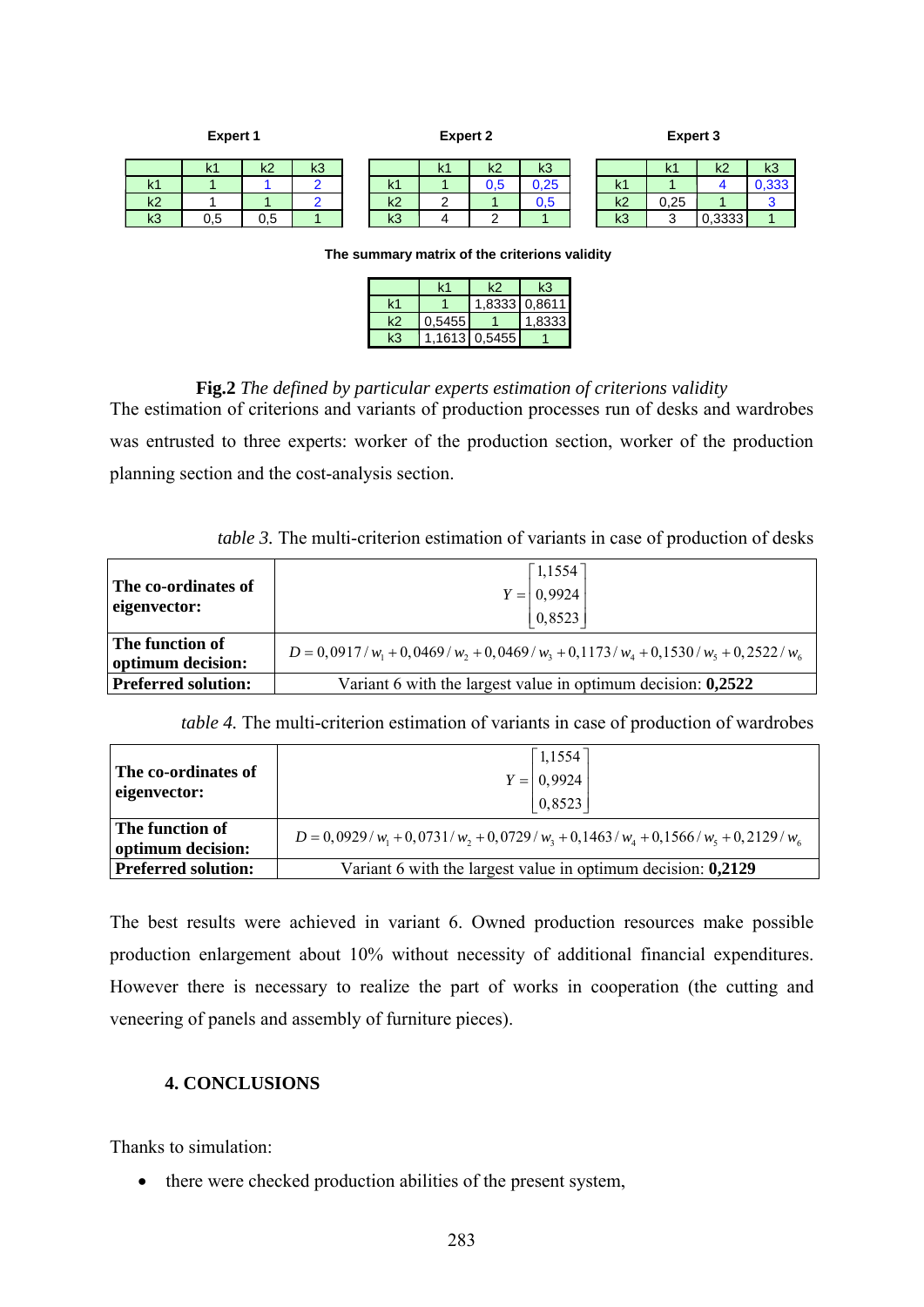**Expert 1**

| | k1 | k2 | k3 |
|---|---|---|---|
| k1 | 1 | 1 | 2 |
| k2 | 1 | 1 | 2 |
| k3 | 0,5 | 0,5 | 1 |

**Expert 2**

| | k1 | k2 | k3 |
|---|---|---|---|
| k1 | 1 | 0,5 | 0,25 |
| k2 | 2 | 1 | 0,5 |
| k3 | 4 | 2 | 1 |

**Expert 3**

| | k1 | k2 | k3 |
|---|---|---|---|
| k1 | 1 | 4 | 0,333 |
| k2 | 0,25 | 1 | 3 |
| k3 | 3 | 0,3333 | 1 |

**The summary matrix of the criterions validity**

| | k1 | k2 | k3 |
|---|---|---|---|
| k1 | 1 | 1,8333 | 0,8611 |
| k2 | 0,5455 | 1 | 1,8333 |
| k3 | 1,1613 | 0,5455 | 1 |

**Fig.2** *The defined by particular experts estimation of criterions validity*

The estimation of criterions and variants of production processes run of desks and wardrobes was entrusted to three experts: worker of the production section, worker of the production planning section and the cost-analysis section.

*table 3.* The multi-criterion estimation of variants in case of production of desks

| | |
|---|---|
| **The co-ordinates of eigenvector:** | $Y = \begin{bmatrix} 1,1554 \\ 0,9924 \\ 0,8523 \end{bmatrix}$ |
| **The function of optimum decision:** | $D = 0,0917/w_1 + 0,0469/w_2 + 0,0469/w_3 + 0,1173/w_4 + 0,1530/w_5 + 0,2522/w_6$ |
| **Preferred solution:** | Variant 6 with the largest value in optimum decision: **0,2522** |

*table 4.* The multi-criterion estimation of variants in case of production of wardrobes

| | |
|---|---|
| **The co-ordinates of eigenvector:** | $Y = \begin{bmatrix} 1,1554 \\ 0,9924 \\ 0,8523 \end{bmatrix}$ |
| **The function of optimum decision:** | $D = 0,0929/w_1 + 0,0731/w_2 + 0,0729/w_3 + 0,1463/w_4 + 0,1566/w_5 + 0,2129/w_6$ |
| **Preferred solution:** | Variant 6 with the largest value in optimum decision: **0,2129** |

The best results were achieved in variant 6. Owned production resources make possible production enlargement about 10% without necessity of additional financial expenditures. However there is necessary to realize the part of works in cooperation (the cutting and veneering of panels and assembly of furniture pieces).

## 4. CONCLUSIONS

Thanks to simulation:

- there were checked production abilities of the present system,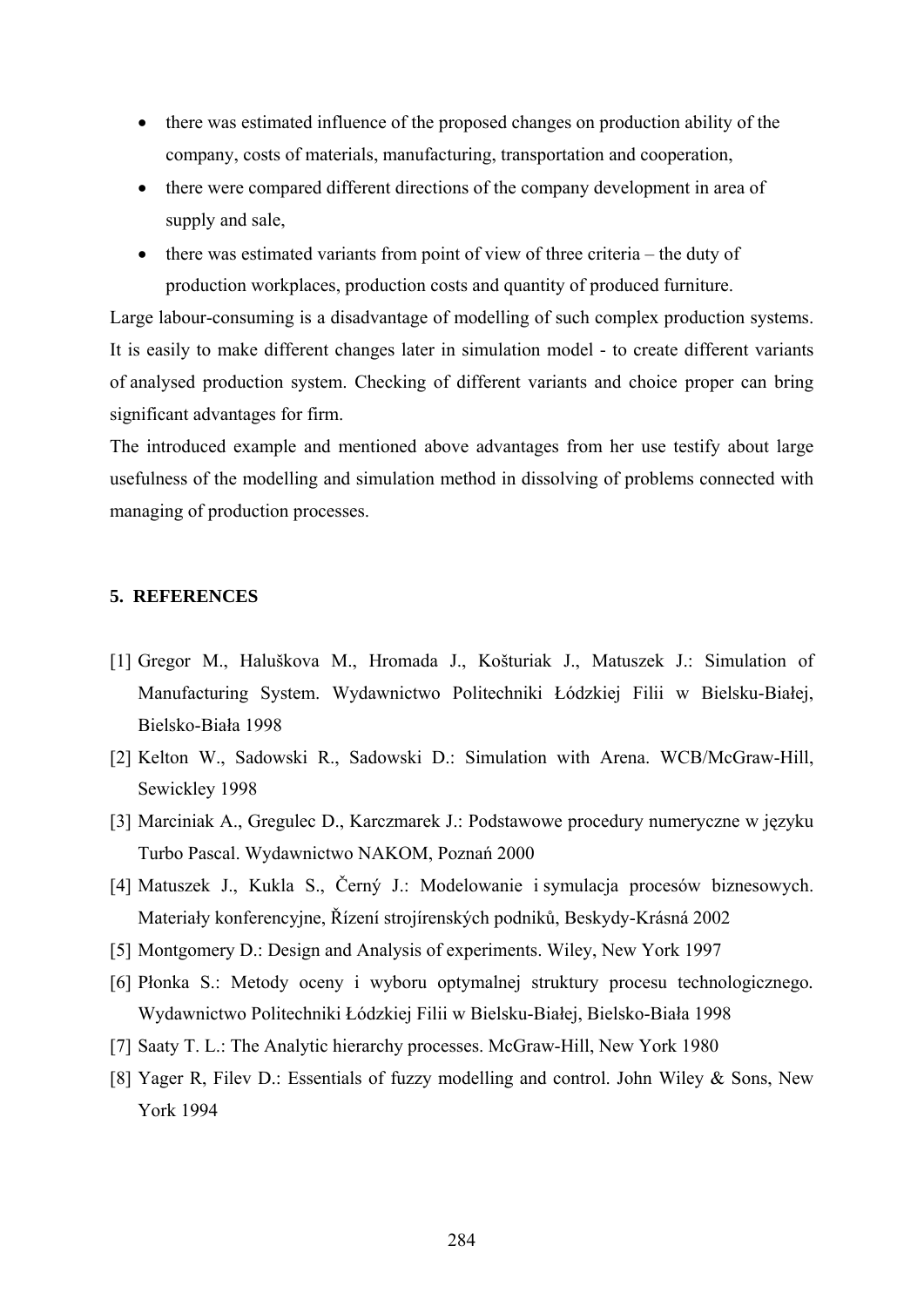- there was estimated influence of the proposed changes on production ability of the company, costs of materials, manufacturing, transportation and cooperation,
- there were compared different directions of the company development in area of supply and sale,
- there was estimated variants from point of view of three criteria – the duty of production workplaces, production costs and quantity of produced furniture.

Large labour-consuming is a disadvantage of modelling of such complex production systems. It is easily to make different changes later in simulation model - to create different variants of analysed production system. Checking of different variants and choice proper can bring significant advantages for firm.

The introduced example and mentioned above advantages from her use testify about large usefulness of the modelling and simulation method in dissolving of problems connected with managing of production processes.

## 5. REFERENCES

[1] Gregor M., Haluškova M., Hromada J., Košturiak J., Matuszek J.: Simulation of Manufacturing System. Wydawnictwo Politechniki Łódzkiej Filii w Bielsku-Białej, Bielsko-Biała 1998

[2] Kelton W., Sadowski R., Sadowski D.: Simulation with Arena. WCB/McGraw-Hill, Sewickley 1998

[3] Marciniak A., Gregulec D., Karczmarek J.: Podstawowe procedury numeryczne w języku Turbo Pascal. Wydawnictwo NAKOM, Poznań 2000

[4] Matuszek J., Kukla S., Černý J.: Modelowanie i symulacja procesów biznesowych. Materiały konferencyjne, Řízení strojírenských podniků, Beskydy-Krásná 2002

[5] Montgomery D.: Design and Analysis of experiments. Wiley, New York 1997

[6] Płonka S.: Metody oceny i wyboru optymalnej struktury procesu technologicznego. Wydawnictwo Politechniki Łódzkiej Filii w Bielsku-Białej, Bielsko-Biała 1998

[7] Saaty T. L.: The Analytic hierarchy processes. McGraw-Hill, New York 1980

[8] Yager R, Filev D.: Essentials of fuzzy modelling and control. John Wiley & Sons, New York 1994